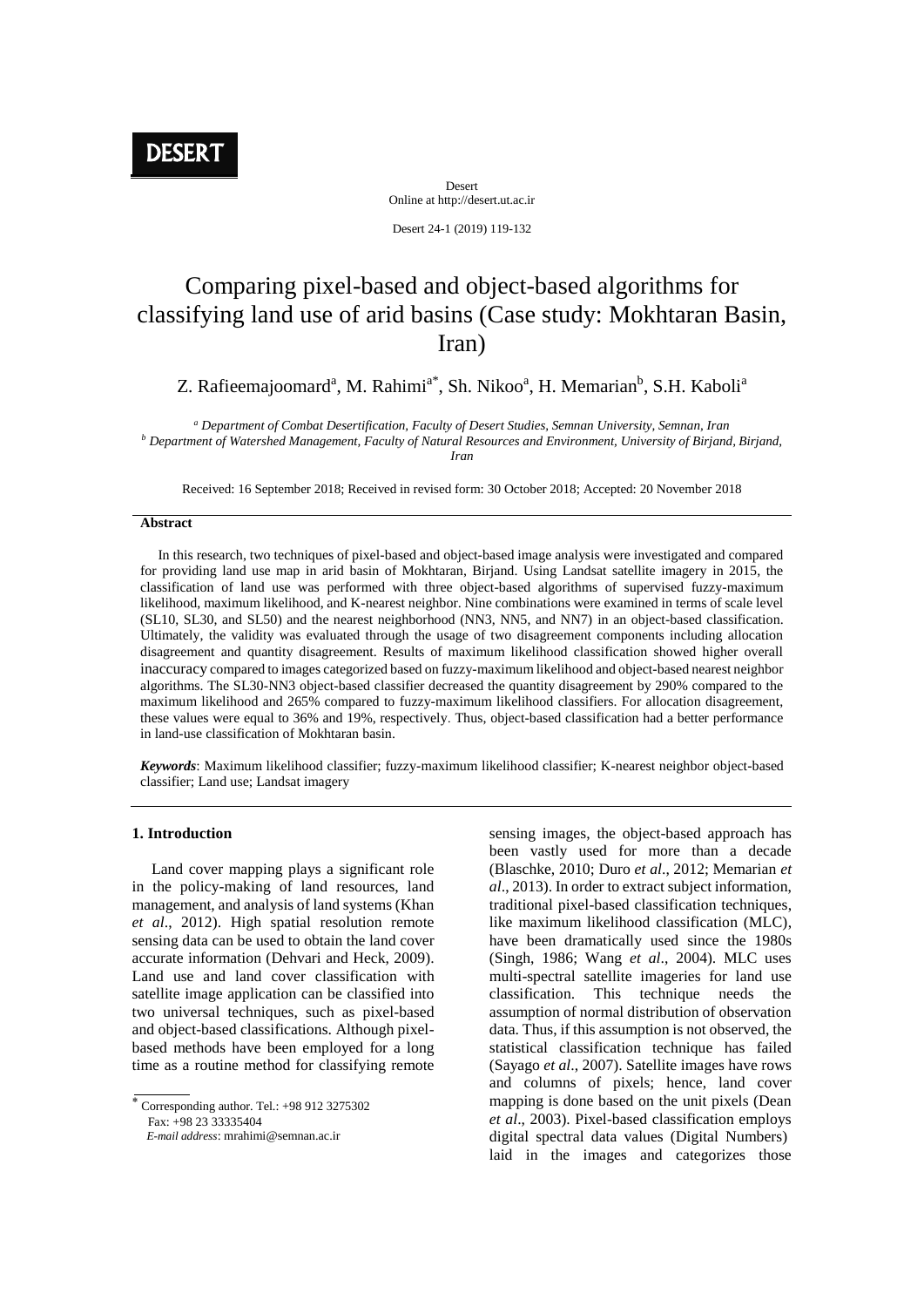# Comparing pixel-based and object-based algorithms for classifying land use of arid basins (Case study: Mokhtaran Basin, Iran)

Z. Rafieemajoomard[a], M. Rahimi[a*], Sh. Nikoo[a], H. Memarian[b], S.H. Kaboli[a]

[a] *Department of Combat Desertification, Faculty of Desert Studies, Semnan University, Semnan, Iran*
[b] *Department of Watershed Management, Faculty of Natural Resources and Environment, University of Birjand, Birjand, Iran*

Received: 16 September 2018; Received in revised form: 30 October 2018; Accepted: 20 November 2018

## Abstract

In this research, two techniques of pixel-based and object-based image analysis were investigated and compared for providing land use map in arid basin of Mokhtaran, Birjand. Using Landsat satellite imagery in 2015, the classification of land use was performed with three object-based algorithms of supervised fuzzy-maximum likelihood, maximum likelihood, and K-nearest neighbor. Nine combinations were examined in terms of scale level (SL10, SL30, and SL50) and the nearest neighborhood (NN3, NN5, and NN7) in an object-based classification. Ultimately, the validity was evaluated through the usage of two disagreement components including allocation disagreement and quantity disagreement. Results of maximum likelihood classification showed higher overall inaccuracy compared to images categorized based on fuzzy-maximum likelihood and object-based nearest neighbor algorithms. The SL30-NN3 object-based classifier decreased the quantity disagreement by 290% compared to the maximum likelihood and 265% compared to fuzzy-maximum likelihood classifiers. For allocation disagreement, these values were equal to 36% and 19%, respectively. Thus, object-based classification had a better performance in land-use classification of Mokhtaran basin.

***Keywords***: Maximum likelihood classifier; fuzzy-maximum likelihood classifier; K-nearest neighbor object-based classifier; Land use; Landsat imagery

## 1. Introduction

Land cover mapping plays a significant role in the policy-making of land resources, land management, and analysis of land systems (Khan *et al*., 2012). High spatial resolution remote sensing data can be used to obtain the land cover accurate information (Dehvari and Heck, 2009). Land use and land cover classification with satellite image application can be classified into two universal techniques, such as pixel-based and object-based classifications. Although pixel-based methods have been employed for a long time as a routine method for classifying remote sensing images, the object-based approach has been vastly used for more than a decade (Blaschke, 2010; Duro *et al*., 2012; Memarian *et al*., 2013). In order to extract subject information, traditional pixel-based classification techniques, like maximum likelihood classification (MLC), have been dramatically used since the 1980s (Singh, 1986; Wang *et al*., 2004). MLC uses multi-spectral satellite imageries for land use classification. This technique needs the assumption of normal distribution of observation data. Thus, if this assumption is not observed, the statistical classification technique has failed (Sayago *et al*., 2007). Satellite images have rows and columns of pixels; hence, land cover mapping is done based on the unit pixels (Dean *et al*., 2003). Pixel-based classification employs digital spectral data values (Digital Numbers) laid in the images and categorizes those

---

* Corresponding author. Tel.: +98 912 3275302
Fax: +98 23 33335404
*E-mail address*: mrahimi@semnan.ac.ir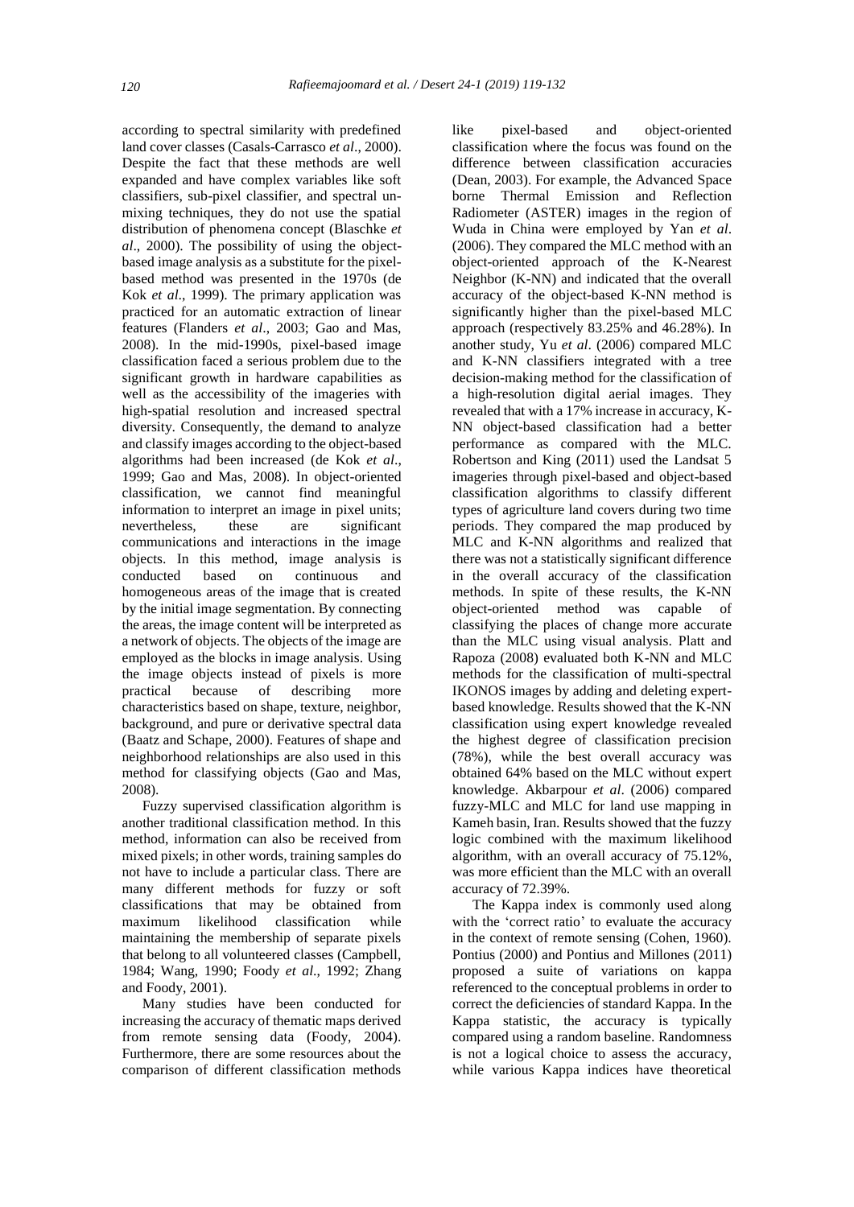according to spectral similarity with predefined land cover classes (Casals-Carrasco *et al*., 2000). Despite the fact that these methods are well expanded and have complex variables like soft classifiers, sub-pixel classifier, and spectral un-mixing techniques, they do not use the spatial distribution of phenomena concept (Blaschke *et al*., 2000). The possibility of using the object-based image analysis as a substitute for the pixel-based method was presented in the 1970s (de Kok *et al*., 1999). The primary application was practiced for an automatic extraction of linear features (Flanders *et al*., 2003; Gao and Mas, 2008). In the mid-1990s, pixel-based image classification faced a serious problem due to the significant growth in hardware capabilities as well as the accessibility of the imageries with high-spatial resolution and increased spectral diversity. Consequently, the demand to analyze and classify images according to the object-based algorithms had been increased (de Kok *et al*., 1999; Gao and Mas, 2008). In object-oriented classification, we cannot find meaningful information to interpret an image in pixel units; nevertheless, these are significant communications and interactions in the image objects. In this method, image analysis is conducted based on continuous and homogeneous areas of the image that is created by the initial image segmentation. By connecting the areas, the image content will be interpreted as a network of objects. The objects of the image are employed as the blocks in image analysis. Using the image objects instead of pixels is more practical because of describing more characteristics based on shape, texture, neighbor, background, and pure or derivative spectral data (Baatz and Schape, 2000). Features of shape and neighborhood relationships are also used in this method for classifying objects (Gao and Mas, 2008).

Fuzzy supervised classification algorithm is another traditional classification method. In this method, information can also be received from mixed pixels; in other words, training samples do not have to include a particular class. There are many different methods for fuzzy or soft classifications that may be obtained from maximum likelihood classification while maintaining the membership of separate pixels that belong to all volunteered classes (Campbell, 1984; Wang, 1990; Foody *et al*., 1992; Zhang and Foody, 2001).

Many studies have been conducted for increasing the accuracy of thematic maps derived from remote sensing data (Foody, 2004). Furthermore, there are some resources about the comparison of different classification methods like pixel-based and object-oriented classification where the focus was found on the difference between classification accuracies (Dean, 2003). For example, the Advanced Space borne Thermal Emission and Reflection Radiometer (ASTER) images in the region of Wuda in China were employed by Yan *et al*. (2006). They compared the MLC method with an object-oriented approach of the K-Nearest Neighbor (K-NN) and indicated that the overall accuracy of the object-based K-NN method is significantly higher than the pixel-based MLC approach (respectively 83.25% and 46.28%). In another study, Yu *et al*. (2006) compared MLC and K-NN classifiers integrated with a tree decision-making method for the classification of a high-resolution digital aerial images. They revealed that with a 17% increase in accuracy, K-NN object-based classification had a better performance as compared with the MLC. Robertson and King (2011) used the Landsat 5 imageries through pixel-based and object-based classification algorithms to classify different types of agriculture land covers during two time periods. They compared the map produced by MLC and K-NN algorithms and realized that there was not a statistically significant difference in the overall accuracy of the classification methods. In spite of these results, the K-NN object-oriented method was capable of classifying the places of change more accurate than the MLC using visual analysis. Platt and Rapoza (2008) evaluated both K-NN and MLC methods for the classification of multi-spectral IKONOS images by adding and deleting expert-based knowledge. Results showed that the K-NN classification using expert knowledge revealed the highest degree of classification precision (78%), while the best overall accuracy was obtained 64% based on the MLC without expert knowledge. Akbarpour *et al*. (2006) compared fuzzy-MLC and MLC for land use mapping in Kameh basin, Iran. Results showed that the fuzzy logic combined with the maximum likelihood algorithm, with an overall accuracy of 75.12%, was more efficient than the MLC with an overall accuracy of 72.39%.

The Kappa index is commonly used along with the 'correct ratio' to evaluate the accuracy in the context of remote sensing (Cohen, 1960). Pontius (2000) and Pontius and Millones (2011) proposed a suite of variations on kappa referenced to the conceptual problems in order to correct the deficiencies of standard Kappa. In the Kappa statistic, the accuracy is typically compared using a random baseline. Randomness is not a logical choice to assess the accuracy, while various Kappa indices have theoretical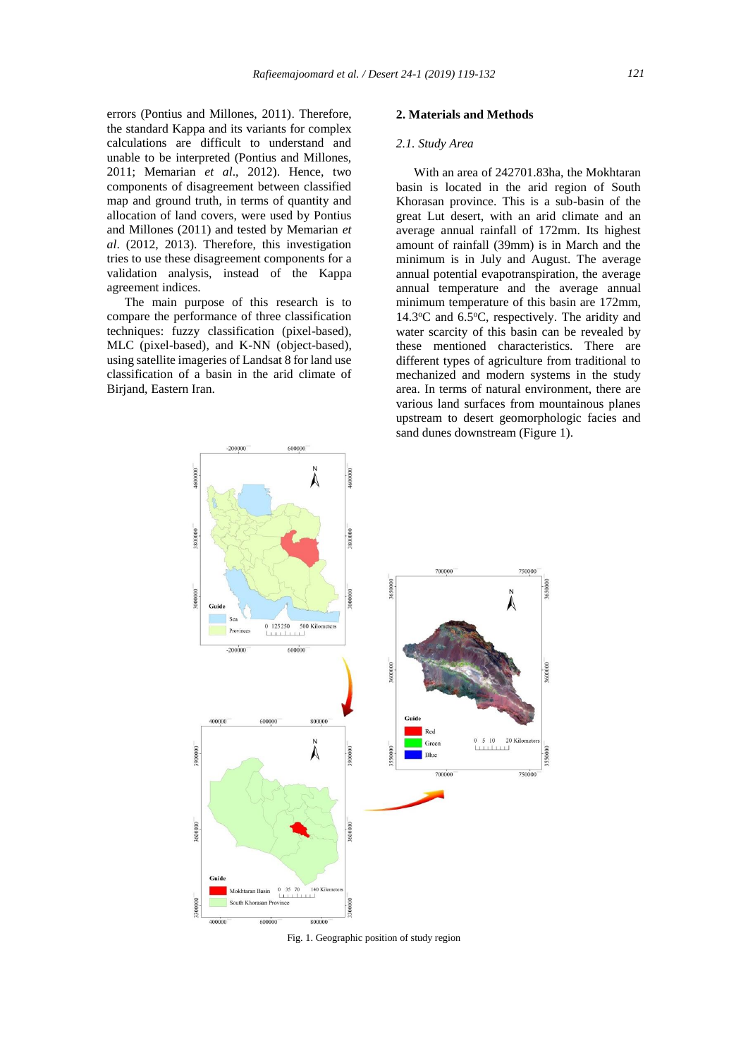errors (Pontius and Millones, 2011). Therefore, the standard Kappa and its variants for complex calculations are difficult to understand and unable to be interpreted (Pontius and Millones, 2011; Memarian *et al*., 2012). Hence, two components of disagreement between classified map and ground truth, in terms of quantity and allocation of land covers, were used by Pontius and Millones (2011) and tested by Memarian *et al*. (2012, 2013). Therefore, this investigation tries to use these disagreement components for a validation analysis, instead of the Kappa agreement indices.

The main purpose of this research is to compare the performance of three classification techniques: fuzzy classification (pixel-based), MLC (pixel-based), and K-NN (object-based), using satellite imageries of Landsat 8 for land use classification of a basin in the arid climate of Birjand, Eastern Iran.

## 2. Materials and Methods

### *2.1. Study Area*

With an area of 242701.83ha, the Mokhtaran basin is located in the arid region of South Khorasan province. This is a sub-basin of the great Lut desert, with an arid climate and an average annual rainfall of 172mm. Its highest amount of rainfall (39mm) is in March and the minimum is in July and August. The average annual potential evapotranspiration, the average annual temperature and the average annual minimum temperature of this basin are 172mm, 14.3°C and 6.5°C, respectively. The aridity and water scarcity of this basin can be revealed by these mentioned characteristics. There are different types of agriculture from traditional to mechanized and modern systems in the study area. In terms of natural environment, there are various land surfaces from mountainous planes upstream to desert geomorphologic facies and sand dunes downstream (Figure 1).

Fig. 1. Geographic position of study region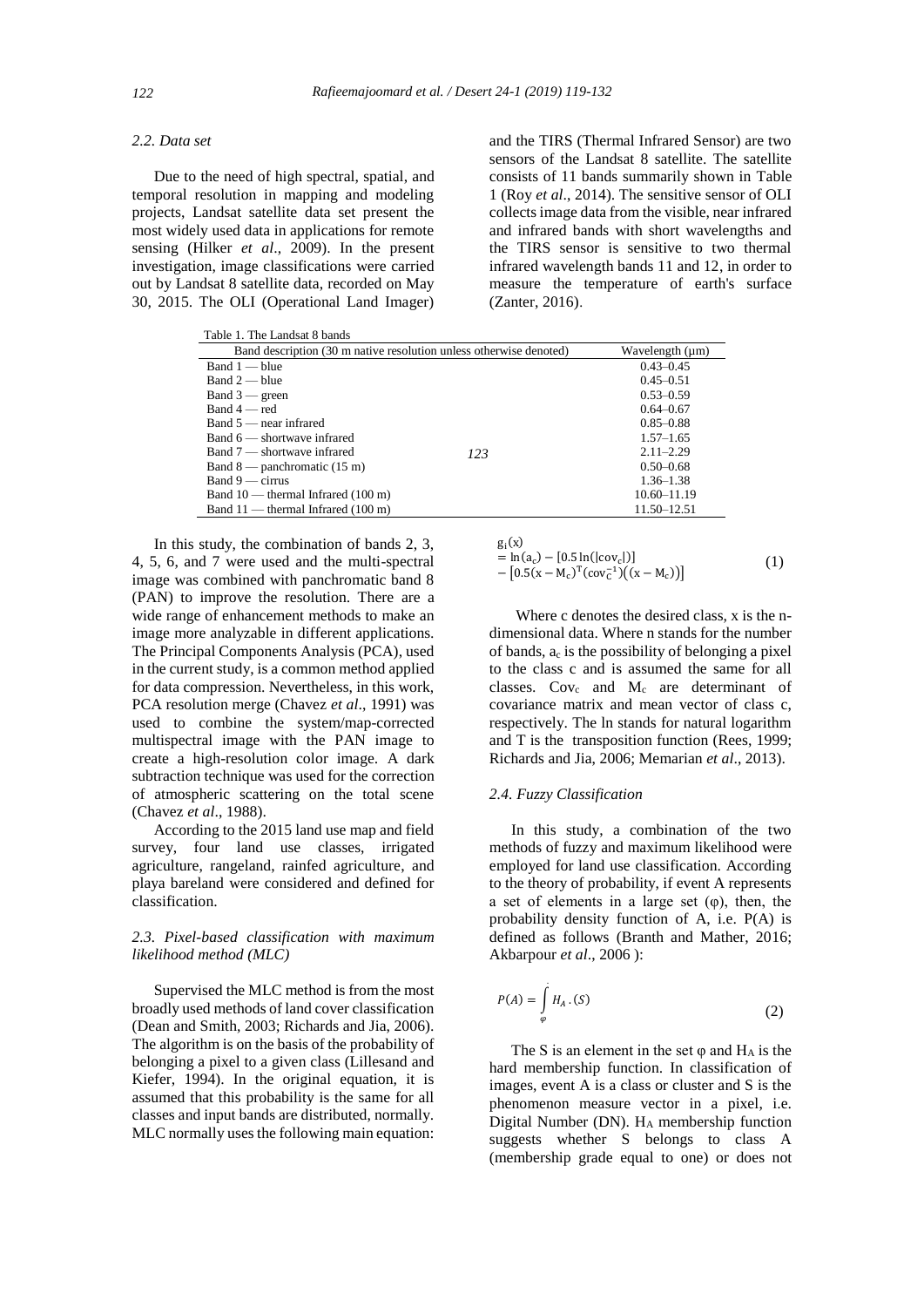### 2.2. Data set

Due to the need of high spectral, spatial, and temporal resolution in mapping and modeling projects, Landsat satellite data set present the most widely used data in applications for remote sensing (Hilker *et al*., 2009). In the present investigation, image classifications were carried out by Landsat 8 satellite data, recorded on May 30, 2015. The OLI (Operational Land Imager) and the TIRS (Thermal Infrared Sensor) are two sensors of the Landsat 8 satellite. The satellite consists of 11 bands summarily shown in Table 1 (Roy *et al*., 2014). The sensitive sensor of OLI collects image data from the visible, near infrared and infrared bands with short wavelengths and the TIRS sensor is sensitive to two thermal infrared wavelength bands 11 and 12, in order to measure the temperature of earth's surface (Zanter, 2016).

Table 1. The Landsat 8 bands

| Band description (30 m native resolution unless otherwise denoted) | Wavelength (μm) |
|---|---|
| Band 1 — blue | 0.43–0.45 |
| Band 2 — blue | 0.45–0.51 |
| Band 3 — green | 0.53–0.59 |
| Band 4 — red | 0.64–0.67 |
| Band 5 — near infrared | 0.85–0.88 |
| Band 6 — shortwave infrared | 1.57–1.65 |
| Band 7 — shortwave infrared | 2.11–2.29 |
| Band 8 — panchromatic (15 m) | 0.50–0.68 |
| Band 9 — cirrus | 1.36–1.38 |
| Band 10 — thermal Infrared (100 m) | 10.60–11.19 |
| Band 11 — thermal Infrared (100 m) | 11.50–12.51 |

In this study, the combination of bands 2, 3, 4, 5, 6, and 7 were used and the multi-spectral image was combined with panchromatic band 8 (PAN) to improve the resolution. There are a wide range of enhancement methods to make an image more analyzable in different applications. The Principal Components Analysis (PCA), used in the current study, is a common method applied for data compression. Nevertheless, in this work, PCA resolution merge (Chavez *et al*., 1991) was used to combine the system/map-corrected multispectral image with the PAN image to create a high-resolution color image. A dark subtraction technique was used for the correction of atmospheric scattering on the total scene (Chavez *et al*., 1988).

According to the 2015 land use map and field survey, four land use classes, irrigated agriculture, rangeland, rainfed agriculture, and playa bareland were considered and defined for classification.

### 2.3. Pixel-based classification with maximum likelihood method (MLC)

Supervised the MLC method is from the most broadly used methods of land cover classification (Dean and Smith, 2003; Richards and Jia, 2006). The algorithm is on the basis of the probability of belonging a pixel to a given class (Lillesand and Kiefer, 1994). In the original equation, it is assumed that this probability is the same for all classes and input bands are distributed, normally. MLC normally uses the following main equation:

$$g_i(x) = \ln(a_c) - [0.5\ln(|cov_c|)] - [0.5(x - M_c)^T(cov_C^{-1})((x - M_c))] \quad (1)$$

Where c denotes the desired class, x is the n-dimensional data. Where n stands for the number of bands, $a_c$ is the possibility of belonging a pixel to the class c and is assumed the same for all classes. $Cov_c$ and $M_c$ are determinant of covariance matrix and mean vector of class c, respectively. The ln stands for natural logarithm and T is the transposition function (Rees, 1999; Richards and Jia, 2006; Memarian *et al*., 2013).

### 2.4. Fuzzy Classification

In this study, a combination of the two methods of fuzzy and maximum likelihood were employed for land use classification. According to the theory of probability, if event A represents a set of elements in a large set (φ), then, the probability density function of A, i.e. P(A) is defined as follows (Branth and Mather, 2016; Akbarpour *et al*., 2006 ):

$$P(A) = \int_{\varphi} H_A.(S) \quad (2)$$

The S is an element in the set φ and $H_A$ is the hard membership function. In classification of images, event A is a class or cluster and S is the phenomenon measure vector in a pixel, i.e. Digital Number (DN). $H_A$ membership function suggests whether S belongs to class A (membership grade equal to one) or does not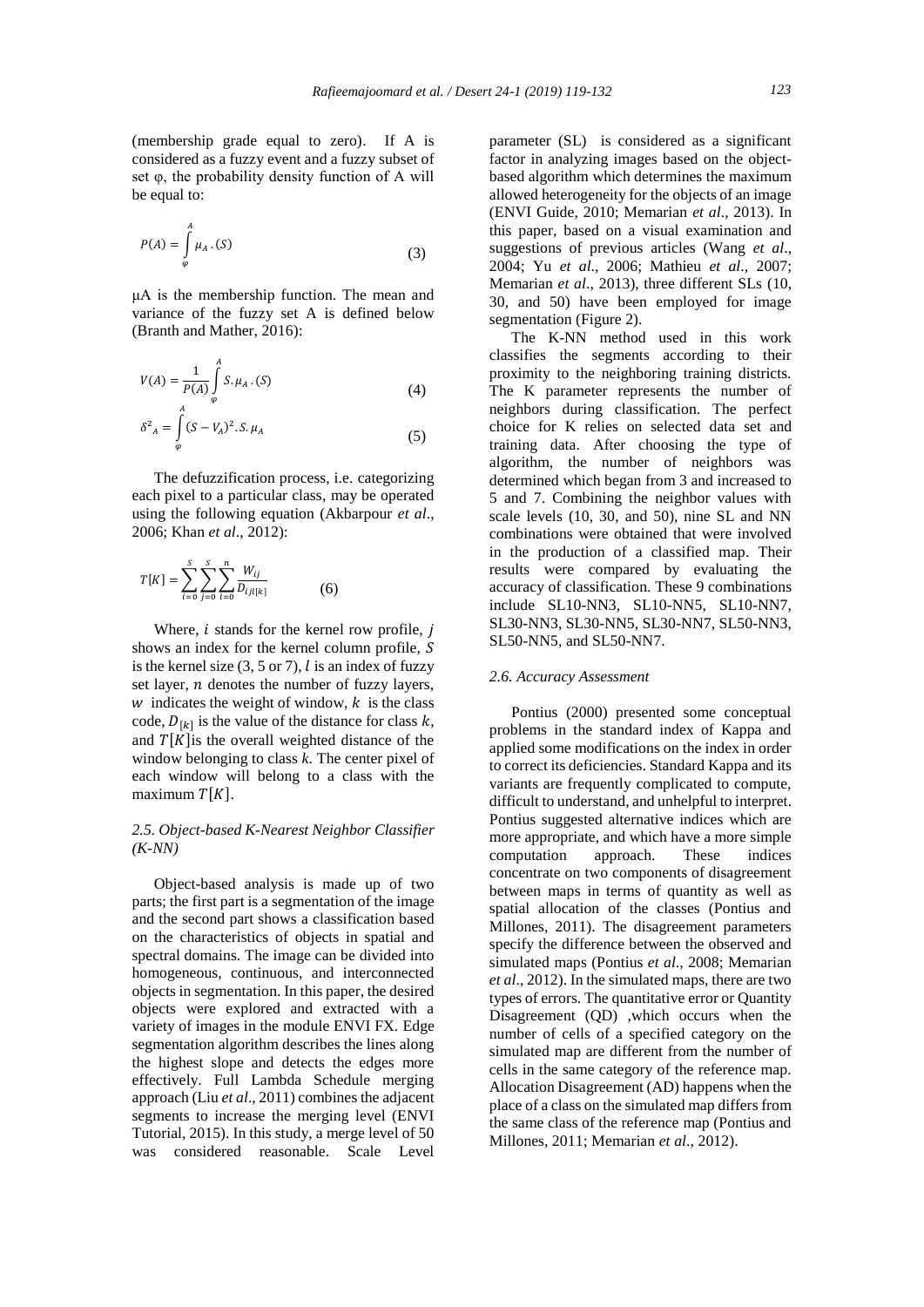(membership grade equal to zero). If A is considered as a fuzzy event and a fuzzy subset of set φ, the probability density function of A will be equal to:

$$P(A) = \int_{\varphi}^{A} \mu_A . (S) \tag{3}$$

μA is the membership function. The mean and variance of the fuzzy set A is defined below (Branth and Mather, 2016):

$$V(A) = \frac{1}{P(A)} \int_{\varphi}^{A} S . \mu_A . (S) \tag{4}$$

$$\delta^2{}_A = \int_{\varphi}^{A} (S - V_A)^2 . S . \mu_A \tag{5}$$

The defuzzification process, i.e. categorizing each pixel to a particular class, may be operated using the following equation (Akbarpour *et al*., 2006; Khan *et al*., 2012):

$$T[K] = \sum_{i=0}^{S} \sum_{j=0}^{S} \sum_{l=0}^{n} \frac{W_{ij}}{D_{ijl[k]}} \tag{6}$$

Where, $i$ stands for the kernel row profile, $j$ shows an index for the kernel column profile, $S$ is the kernel size (3, 5 or 7), $l$ is an index of fuzzy set layer, $n$ denotes the number of fuzzy layers, $w$ indicates the weight of window, $k$ is the class code, $D_{[k]}$ is the value of the distance for class $k$, and $T[K]$is the overall weighted distance of the window belonging to class *k*. The center pixel of each window will belong to a class with the maximum $T[K]$.

### 2.5. Object-based K-Nearest Neighbor Classifier (K-NN)

Object-based analysis is made up of two parts; the first part is a segmentation of the image and the second part shows a classification based on the characteristics of objects in spatial and spectral domains. The image can be divided into homogeneous, continuous, and interconnected objects in segmentation. In this paper, the desired objects were explored and extracted with a variety of images in the module ENVI FX. Edge segmentation algorithm describes the lines along the highest slope and detects the edges more effectively. Full Lambda Schedule merging approach (Liu *et al*., 2011) combines the adjacent segments to increase the merging level (ENVI Tutorial, 2015). In this study, a merge level of 50 was considered reasonable. Scale Level parameter (SL) is considered as a significant factor in analyzing images based on the object-based algorithm which determines the maximum allowed heterogeneity for the objects of an image (ENVI Guide, 2010; Memarian *et al*., 2013). In this paper, based on a visual examination and suggestions of previous articles (Wang *et al*., 2004; Yu *et al*., 2006; Mathieu *et al*., 2007; Memarian *et al*., 2013), three different SLs (10, 30, and 50) have been employed for image segmentation (Figure 2).

The K-NN method used in this work classifies the segments according to their proximity to the neighboring training districts. The K parameter represents the number of neighbors during classification. The perfect choice for K relies on selected data set and training data. After choosing the type of algorithm, the number of neighbors was determined which began from 3 and increased to 5 and 7. Combining the neighbor values with scale levels (10, 30, and 50), nine SL and NN combinations were obtained that were involved in the production of a classified map. Their results were compared by evaluating the accuracy of classification. These 9 combinations include SL10-NN3, SL10-NN5, SL10-NN7, SL30-NN3, SL30-NN5, SL30-NN7, SL50-NN3, SL50-NN5, and SL50-NN7.

### 2.6. Accuracy Assessment

Pontius (2000) presented some conceptual problems in the standard index of Kappa and applied some modifications on the index in order to correct its deficiencies. Standard Kappa and its variants are frequently complicated to compute, difficult to understand, and unhelpful to interpret. Pontius suggested alternative indices which are more appropriate, and which have a more simple computation approach. These indices concentrate on two components of disagreement between maps in terms of quantity as well as spatial allocation of the classes (Pontius and Millones, 2011). The disagreement parameters specify the difference between the observed and simulated maps (Pontius *et al*., 2008; Memarian *et al*., 2012). In the simulated maps, there are two types of errors. The quantitative error or Quantity Disagreement (QD) ,which occurs when the number of cells of a specified category on the simulated map are different from the number of cells in the same category of the reference map. Allocation Disagreement (AD) happens when the place of a class on the simulated map differs from the same class of the reference map (Pontius and Millones, 2011; Memarian *et al*., 2012).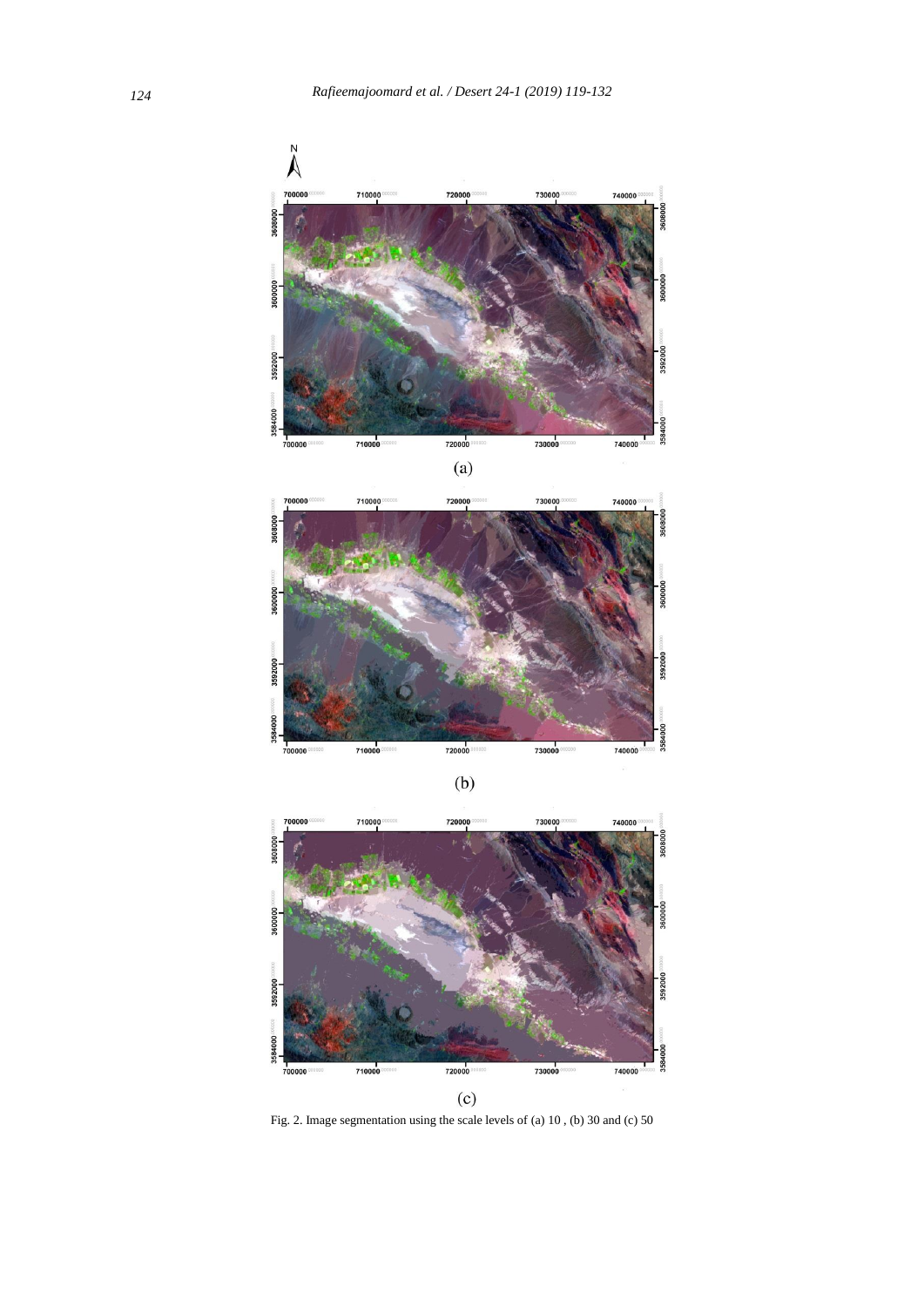(a)

(b)

(c)

Fig. 2. Image segmentation using the scale levels of (a) 10 , (b) 30 and (c) 50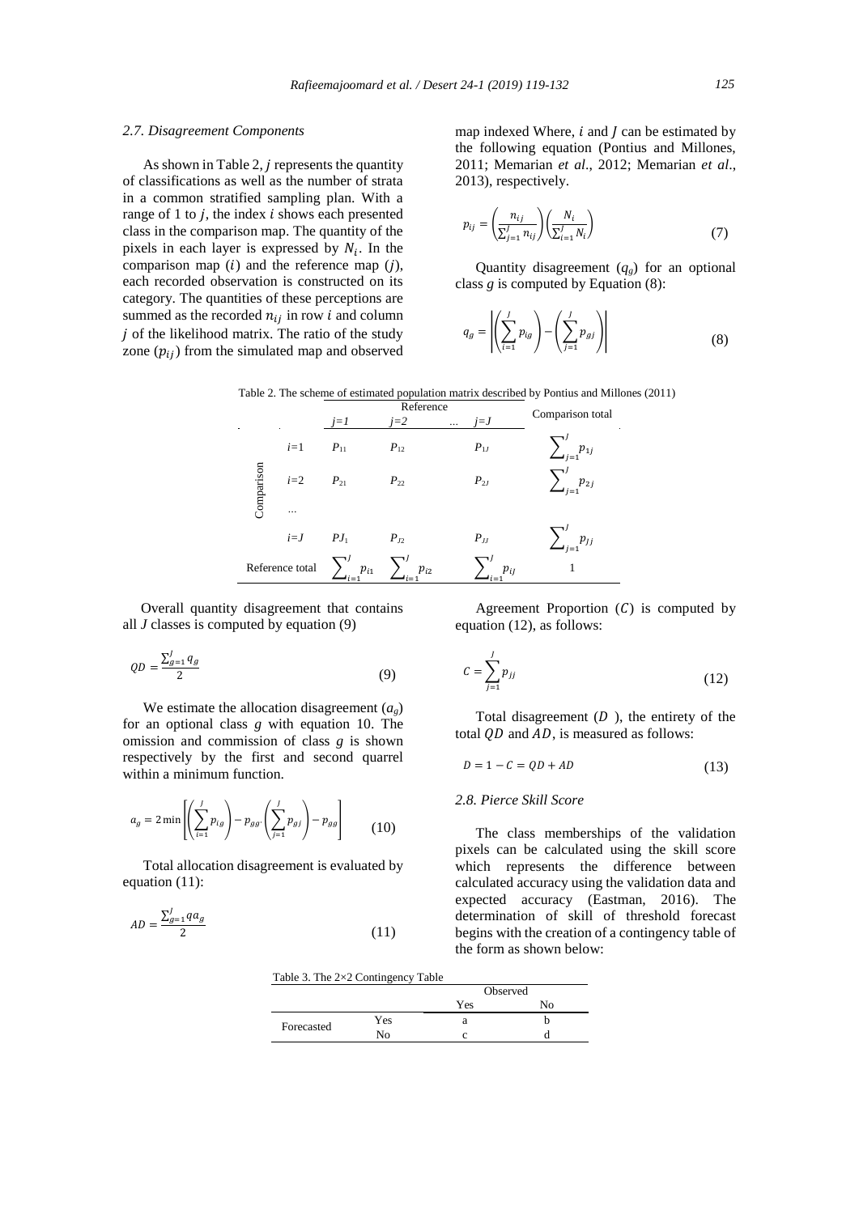### 2.7. Disagreement Components

As shown in Table 2, $j$ represents the quantity of classifications as well as the number of strata in a common stratified sampling plan. With a range of 1 to $j$, the index $i$ shows each presented class in the comparison map. The quantity of the pixels in each layer is expressed by $N_i$. In the comparison map ($i$) and the reference map ($j$), each recorded observation is constructed on its category. The quantities of these perceptions are summed as the recorded $n_{ij}$ in row $i$ and column $j$ of the likelihood matrix. The ratio of the study zone ($p_{ij}$) from the simulated map and observed map indexed Where, $i$ and $J$ can be estimated by the following equation (Pontius and Millones, 2011; Memarian *et al*., 2012; Memarian *et al*., 2013), respectively.

$$p_{ij} = \left(\frac{n_{ij}}{\sum_{j=1}^{J} n_{ij}}\right)\left(\frac{N_i}{\sum_{i=1}^{J} N_i}\right) \tag{7}$$

Quantity disagreement ($q_g$) for an optional class $g$ is computed by Equation (8):

$$q_g = \left|\left(\sum_{i=1}^{J} p_{ig}\right) - \left(\sum_{j=1}^{J} p_{gj}\right)\right| \tag{8}$$

Table 2. The scheme of estimated population matrix described by Pontius and Millones (2011)

| | | Reference | | | | Comparison total |
|---|---|---|---|---|---|---|
| | | $j=1$ | $j=2$ | ... | $j=J$ | |
| Comparison | $i=1$ | $P_{11}$ | $P_{12}$ | | $P_{1J}$ | $\sum_{j=1}^{J} p_{1j}$ |
| | $i=2$ | $P_{21}$ | $P_{22}$ | | $P_{2J}$ | $\sum_{j=1}^{J} p_{2j}$ |
| | ... | | | | | |
| | $i=J$ | $PJ_1$ | $P_{J2}$ | | $P_{JJ}$ | $\sum_{j=1}^{J} p_{Jj}$ |
| Reference total | | $\sum_{i=1}^{J} p_{i1}$ | $\sum_{i=1}^{J} p_{i2}$ | | $\sum_{i=1}^{J} p_{iJ}$ | 1 |

Overall quantity disagreement that contains all $J$ classes is computed by equation (9)

$$QD = \frac{\sum_{g=1}^{J} q_g}{2} \tag{9}$$

We estimate the allocation disagreement ($a_g$) for an optional class $g$ with equation 10. The omission and commission of class $g$ is shown respectively by the first and second quarrel within a minimum function.

$$a_g = 2\min\left[\left(\sum_{i=1}^{J} p_{ig}\right) - p_{gg}, \left(\sum_{j=1}^{J} p_{gj}\right) - p_{gg}\right] \tag{10}$$

Total allocation disagreement is evaluated by equation (11):

$$AD = \frac{\sum_{g=1}^{J} q a_g}{2} \tag{11}$$

Agreement Proportion ($C$) is computed by equation (12), as follows:

$$C = \sum_{j=1}^{J} p_{jj} \tag{12}$$

Total disagreement ($D$ ), the entirety of the total $QD$ and $AD$, is measured as follows:

$$D = 1 - C = QD + AD \tag{13}$$

### 2.8. Pierce Skill Score

The class memberships of the validation pixels can be calculated using the skill score which represents the difference between calculated accuracy using the validation data and expected accuracy (Eastman, 2016). The determination of skill of threshold forecast begins with the creation of a contingency table of the form as shown below:

Table 3. The 2×2 Contingency Table

| | | Observed | |
|---|---|---|---|
| | | Yes | No |
| Forecasted | Yes | a | b |
| | No | c | d |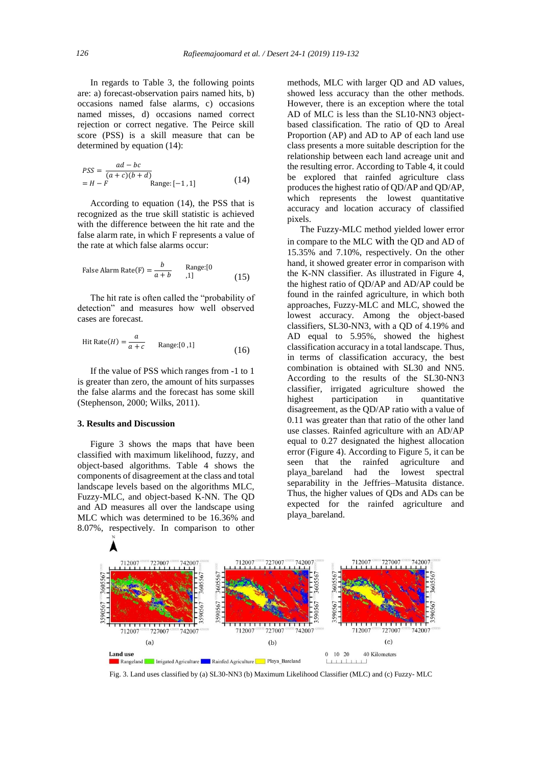In regards to Table 3, the following points are: a) forecast-observation pairs named hits, b) occasions named false alarms, c) occasions named misses, d) occasions named correct rejection or correct negative. The Peirce skill score (PSS) is a skill measure that can be determined by equation (14):

$$PSS = \frac{ad - bc}{(a+c)(b+d)} = H - F \quad \text{Range:} [-1 , 1] \tag{14}$$

According to equation (14), the PSS that is recognized as the true skill statistic is achieved with the difference between the hit rate and the false alarm rate, in which F represents a value of the rate at which false alarms occur:

$$\text{False Alarm Rate(F)} = \frac{b}{a+b} \quad \text{Range:}[0 ,1] \tag{15}$$

The hit rate is often called the “probability of detection” and measures how well observed cases are forecast.

$$\text{Hit Rate}(H) = \frac{a}{a+c} \quad \text{Range:}[0 ,1] \tag{16}$$

If the value of PSS which ranges from -1 to 1 is greater than zero, the amount of hits surpasses the false alarms and the forecast has some skill (Stephenson, 2000; Wilks, 2011).

### 3. Results and Discussion

Figure 3 shows the maps that have been classified with maximum likelihood, fuzzy, and object-based algorithms. Table 4 shows the components of disagreement at the class and total landscape levels based on the algorithms MLC, Fuzzy-MLC, and object-based K-NN. The QD and AD measures all over the landscape using MLC which was determined to be 16.36% and 8.07%, respectively. In comparison to other methods, MLC with larger QD and AD values, showed less accuracy than the other methods. However, there is an exception where the total AD of MLC is less than the SL10-NN3 object-based classification. The ratio of QD to Areal Proportion (AP) and AD to AP of each land use class presents a more suitable description for the relationship between each land acreage unit and the resulting error. According to Table 4, it could be explored that rainfed agriculture class produces the highest ratio of QD/AP and QD/AP, which represents the lowest quantitative accuracy and location accuracy of classified pixels.

The Fuzzy-MLC method yielded lower error in compare to the MLC with the QD and AD of 15.35% and 7.10%, respectively. On the other hand, it showed greater error in comparison with the K-NN classifier. As illustrated in Figure 4, the highest ratio of QD/AP and AD/AP could be found in the rainfed agriculture, in which both approaches, Fuzzy-MLC and MLC, showed the lowest accuracy. Among the object-based classifiers, SL30-NN3, with a QD of 4.19% and AD equal to 5.95%, showed the highest classification accuracy in a total landscape. Thus, in terms of classification accuracy, the best combination is obtained with SL30 and NN5. According to the results of the SL30-NN3 classifier, irrigated agriculture showed the highest participation in quantitative disagreement, as the QD/AP ratio with a value of 0.11 was greater than that ratio of the other land use classes. Rainfed agriculture with an AD/AP equal to 0.27 designated the highest allocation error (Figure 4). According to Figure 5, it can be seen that the rainfed agriculture and playa_bareland had the lowest spectral separability in the Jeffries–Matusita distance. Thus, the higher values of QDs and ADs can be expected for the rainfed agriculture and playa_bareland.

Fig. 3. Land uses classified by (a) SL30-NN3 (b) Maximum Likelihood Classifier (MLC) and (c) Fuzzy- MLC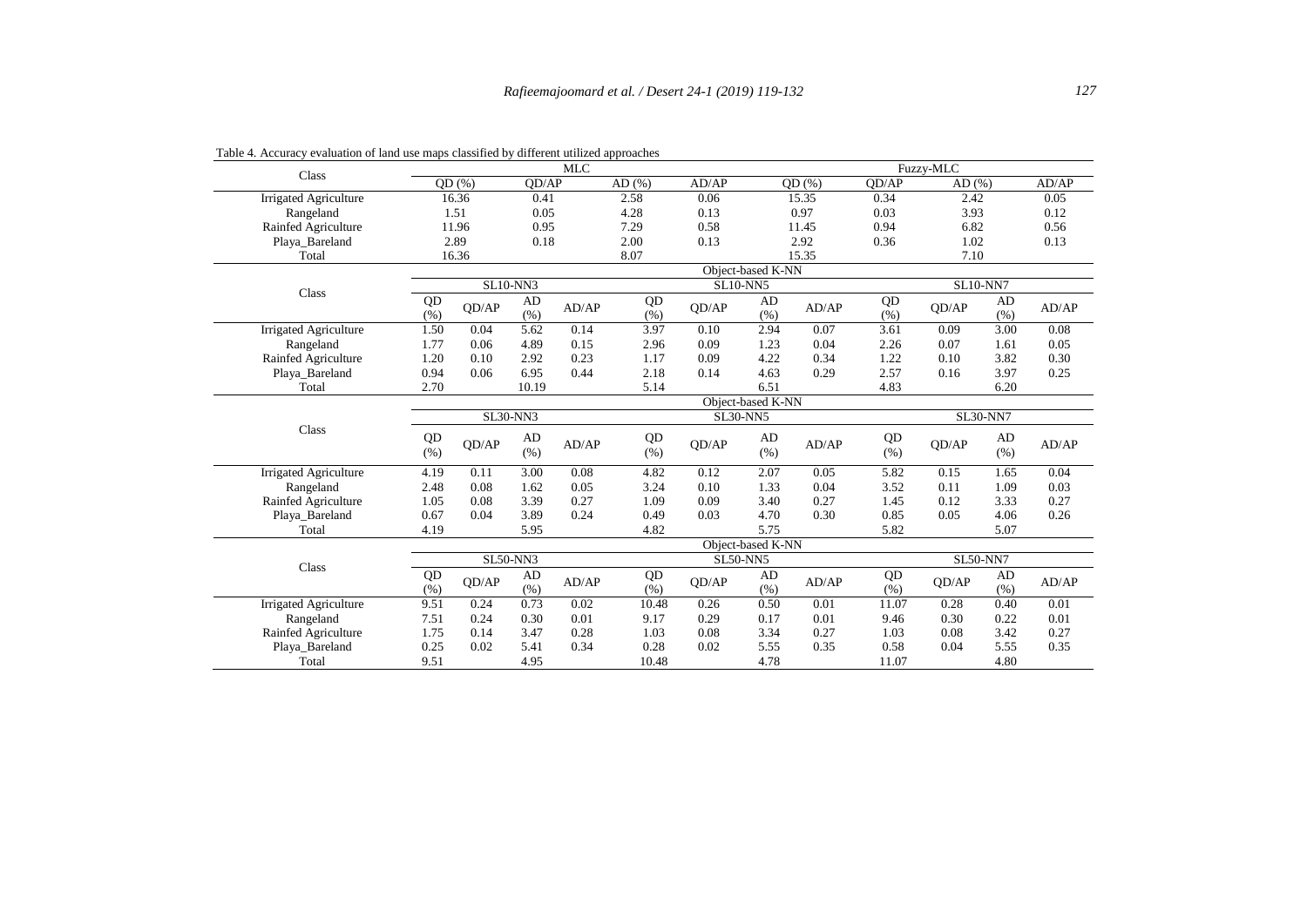Table 4. Accuracy evaluation of land use maps classified by different utilized approaches

| Class | MLC | | | | Fuzzy-MLC | | | |
|---|---|---|---|---|---|---|---|---|
| | QD (%) | QD/AP | AD (%) | AD/AP | QD (%) | QD/AP | AD (%) | AD/AP |
| Irrigated Agriculture | 16.36 | 0.41 | 2.58 | 0.06 | 15.35 | 0.34 | 2.42 | 0.05 |
| Rangeland | 1.51 | 0.05 | 4.28 | 0.13 | 0.97 | 0.03 | 3.93 | 0.12 |
| Rainfed Agriculture | 11.96 | 0.95 | 7.29 | 0.58 | 11.45 | 0.94 | 6.82 | 0.56 |
| Playa_Bareland | 2.89 | 0.18 | 2.00 | 0.13 | 2.92 | 0.36 | 1.02 | 0.13 |
| Total | 16.36 | | 8.07 | | 15.35 | | 7.10 | |

| Class | Object-based K-NN | | | | | | | | | | | |
|---|---|---|---|---|---|---|---|---|---|---|---|---|
| | SL10-NN3 | | | | SL10-NN5 | | | | SL10-NN7 | | | |
| | QD (%) | QD/AP | AD (%) | AD/AP | QD (%) | QD/AP | AD (%) | AD/AP | QD (%) | QD/AP | AD (%) | AD/AP |
| Irrigated Agriculture | 1.50 | 0.04 | 5.62 | 0.14 | 3.97 | 0.10 | 2.94 | 0.07 | 3.61 | 0.09 | 3.00 | 0.08 |
| Rangeland | 1.77 | 0.06 | 4.89 | 0.15 | 2.96 | 0.09 | 1.23 | 0.04 | 2.26 | 0.07 | 1.61 | 0.05 |
| Rainfed Agriculture | 1.20 | 0.10 | 2.92 | 0.23 | 1.17 | 0.09 | 4.22 | 0.34 | 1.22 | 0.10 | 3.82 | 0.30 |
| Playa_Bareland | 0.94 | 0.06 | 6.95 | 0.44 | 2.18 | 0.14 | 4.63 | 0.29 | 2.57 | 0.16 | 3.97 | 0.25 |
| Total | 2.70 | | 10.19 | | 5.14 | | 6.51 | | 4.83 | | 6.20 | |

| Class | Object-based K-NN | | | | | | | | | | | |
|---|---|---|---|---|---|---|---|---|---|---|---|---|
| | SL30-NN3 | | | | SL30-NN5 | | | | SL30-NN7 | | | |
| | QD (%) | QD/AP | AD (%) | AD/AP | QD (%) | QD/AP | AD (%) | AD/AP | QD (%) | QD/AP | AD (%) | AD/AP |
| Irrigated Agriculture | 4.19 | 0.11 | 3.00 | 0.08 | 4.82 | 0.12 | 2.07 | 0.05 | 5.82 | 0.15 | 1.65 | 0.04 |
| Rangeland | 2.48 | 0.08 | 1.62 | 0.05 | 3.24 | 0.10 | 1.33 | 0.04 | 3.52 | 0.11 | 1.09 | 0.03 |
| Rainfed Agriculture | 1.05 | 0.08 | 3.39 | 0.27 | 1.09 | 0.09 | 3.40 | 0.27 | 1.45 | 0.12 | 3.33 | 0.27 |
| Playa_Bareland | 0.67 | 0.04 | 3.89 | 0.24 | 0.49 | 0.03 | 4.70 | 0.30 | 0.85 | 0.05 | 4.06 | 0.26 |
| Total | 4.19 | | 5.95 | | 4.82 | | 5.75 | | 5.82 | | 5.07 | |

| Class | Object-based K-NN | | | | | | | | | | | |
|---|---|---|---|---|---|---|---|---|---|---|---|---|
| | SL50-NN3 | | | | SL50-NN5 | | | | SL50-NN7 | | | |
| | QD (%) | QD/AP | AD (%) | AD/AP | QD (%) | QD/AP | AD (%) | AD/AP | QD (%) | QD/AP | AD (%) | AD/AP |
| Irrigated Agriculture | 9.51 | 0.24 | 0.73 | 0.02 | 10.48 | 0.26 | 0.50 | 0.01 | 11.07 | 0.28 | 0.40 | 0.01 |
| Rangeland | 7.51 | 0.24 | 0.30 | 0.01 | 9.17 | 0.29 | 0.17 | 0.01 | 9.46 | 0.30 | 0.22 | 0.01 |
| Rainfed Agriculture | 1.75 | 0.14 | 3.47 | 0.28 | 1.03 | 0.08 | 3.34 | 0.27 | 1.03 | 0.08 | 3.42 | 0.27 |
| Playa_Bareland | 0.25 | 0.02 | 5.41 | 0.34 | 0.28 | 0.02 | 5.55 | 0.35 | 0.58 | 0.04 | 5.55 | 0.35 |
| Total | 9.51 | | 4.95 | | 10.48 | | 4.78 | | 11.07 | | 4.80 | |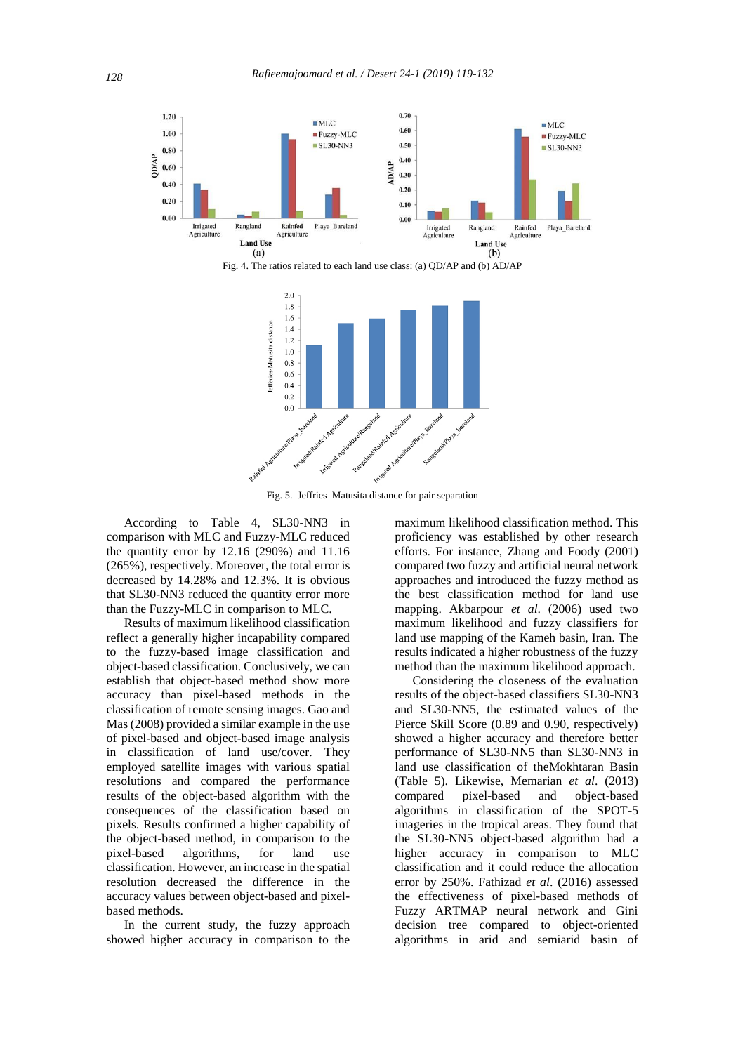Fig. 4. The ratios related to each land use class: (a) QD/AP and (b) AD/AP

Fig. 5. Jeffries–Matusita distance for pair separation

According to Table 4, SL30-NN3 in comparison with MLC and Fuzzy-MLC reduced the quantity error by 12.16 (290%) and 11.16 (265%), respectively. Moreover, the total error is decreased by 14.28% and 12.3%. It is obvious that SL30-NN3 reduced the quantity error more than the Fuzzy-MLC in comparison to MLC.

Results of maximum likelihood classification reflect a generally higher incapability compared to the fuzzy-based image classification and object-based classification. Conclusively, we can establish that object-based method show more accuracy than pixel-based methods in the classification of remote sensing images. Gao and Mas (2008) provided a similar example in the use of pixel-based and object-based image analysis in classification of land use/cover. They employed satellite images with various spatial resolutions and compared the performance results of the object-based algorithm with the consequences of the classification based on pixels. Results confirmed a higher capability of the object-based method, in comparison to the pixel-based algorithms, for land use classification. However, an increase in the spatial resolution decreased the difference in the accuracy values between object-based and pixel-based methods.

In the current study, the fuzzy approach showed higher accuracy in comparison to the maximum likelihood classification method. This proficiency was established by other research efforts. For instance, Zhang and Foody (2001) compared two fuzzy and artificial neural network approaches and introduced the fuzzy method as the best classification method for land use mapping. Akbarpour *et al.* (2006) used two maximum likelihood and fuzzy classifiers for land use mapping of the Kameh basin, Iran. The results indicated a higher robustness of the fuzzy method than the maximum likelihood approach.

Considering the closeness of the evaluation results of the object-based classifiers SL30-NN3 and SL30-NN5, the estimated values of the Pierce Skill Score (0.89 and 0.90, respectively) showed a higher accuracy and therefore better performance of SL30-NN5 than SL30-NN3 in land use classification of theMokhtaran Basin (Table 5). Likewise, Memarian *et al*. (2013) compared pixel-based and object-based algorithms in classification of the SPOT-5 imageries in the tropical areas. They found that the SL30-NN5 object-based algorithm had a higher accuracy in comparison to MLC classification and it could reduce the allocation error by 250%. Fathizad *et al*. (2016) assessed the effectiveness of pixel-based methods of Fuzzy ARTMAP neural network and Gini decision tree compared to object-oriented algorithms in arid and semiarid basin of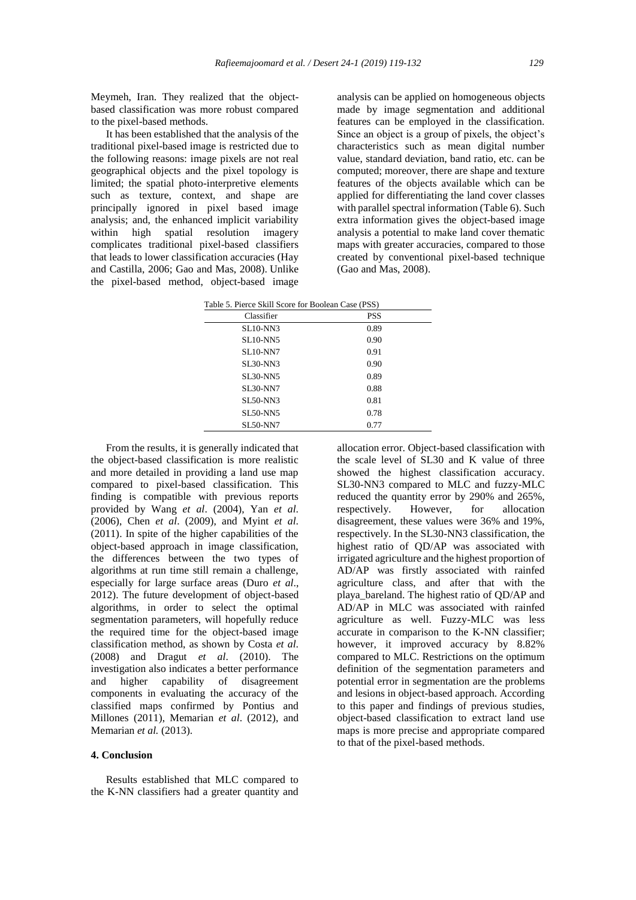Meymeh, Iran. They realized that the object-based classification was more robust compared to the pixel-based methods.

It has been established that the analysis of the traditional pixel-based image is restricted due to the following reasons: image pixels are not real geographical objects and the pixel topology is limited; the spatial photo-interpretive elements such as texture, context, and shape are principally ignored in pixel based image analysis; and, the enhanced implicit variability within high spatial resolution imagery complicates traditional pixel-based classifiers that leads to lower classification accuracies (Hay and Castilla, 2006; Gao and Mas, 2008). Unlike the pixel-based method, object-based image analysis can be applied on homogeneous objects made by image segmentation and additional features can be employed in the classification. Since an object is a group of pixels, the object's characteristics such as mean digital number value, standard deviation, band ratio, etc. can be computed; moreover, there are shape and texture features of the objects available which can be applied for differentiating the land cover classes with parallel spectral information (Table 6). Such extra information gives the object-based image analysis a potential to make land cover thematic maps with greater accuracies, compared to those created by conventional pixel-based technique (Gao and Mas, 2008).

Table 5. Pierce Skill Score for Boolean Case (PSS)

| Classifier | PSS |
|---|---|
| SL10-NN3 | 0.89 |
| SL10-NN5 | 0.90 |
| SL10-NN7 | 0.91 |
| SL30-NN3 | 0.90 |
| SL30-NN5 | 0.89 |
| SL30-NN7 | 0.88 |
| SL50-NN3 | 0.81 |
| SL50-NN5 | 0.78 |
| SL50-NN7 | 0.77 |

From the results, it is generally indicated that the object-based classification is more realistic and more detailed in providing a land use map compared to pixel-based classification. This finding is compatible with previous reports provided by Wang *et al*. (2004), Yan *et al.* (2006), Chen *et al*. (2009), and Myint *et al.* (2011). In spite of the higher capabilities of the object-based approach in image classification, the differences between the two types of algorithms at run time still remain a challenge, especially for large surface areas (Duro *et al*., 2012). The future development of object-based algorithms, in order to select the optimal segmentation parameters, will hopefully reduce the required time for the object-based image classification method, as shown by Costa *et al.* (2008) and Dragut *et al*. (2010). The investigation also indicates a better performance and higher capability of disagreement components in evaluating the accuracy of the classified maps confirmed by Pontius and Millones (2011), Memarian *et al*. (2012), and Memarian *et al.* (2013).

## 4. Conclusion

Results established that MLC compared to the K-NN classifiers had a greater quantity and allocation error. Object-based classification with the scale level of SL30 and K value of three showed the highest classification accuracy. SL30-NN3 compared to MLC and fuzzy-MLC reduced the quantity error by 290% and 265%, respectively. However, for allocation disagreement, these values were 36% and 19%, respectively. In the SL30-NN3 classification, the highest ratio of QD/AP was associated with irrigated agriculture and the highest proportion of AD/AP was firstly associated with rainfed agriculture class, and after that with the playa_bareland. The highest ratio of QD/AP and AD/AP in MLC was associated with rainfed agriculture as well. Fuzzy-MLC was less accurate in comparison to the K-NN classifier; however, it improved accuracy by 8.82% compared to MLC. Restrictions on the optimum definition of the segmentation parameters and potential error in segmentation are the problems and lesions in object-based approach. According to this paper and findings of previous studies, object-based classification to extract land use maps is more precise and appropriate compared to that of the pixel-based methods.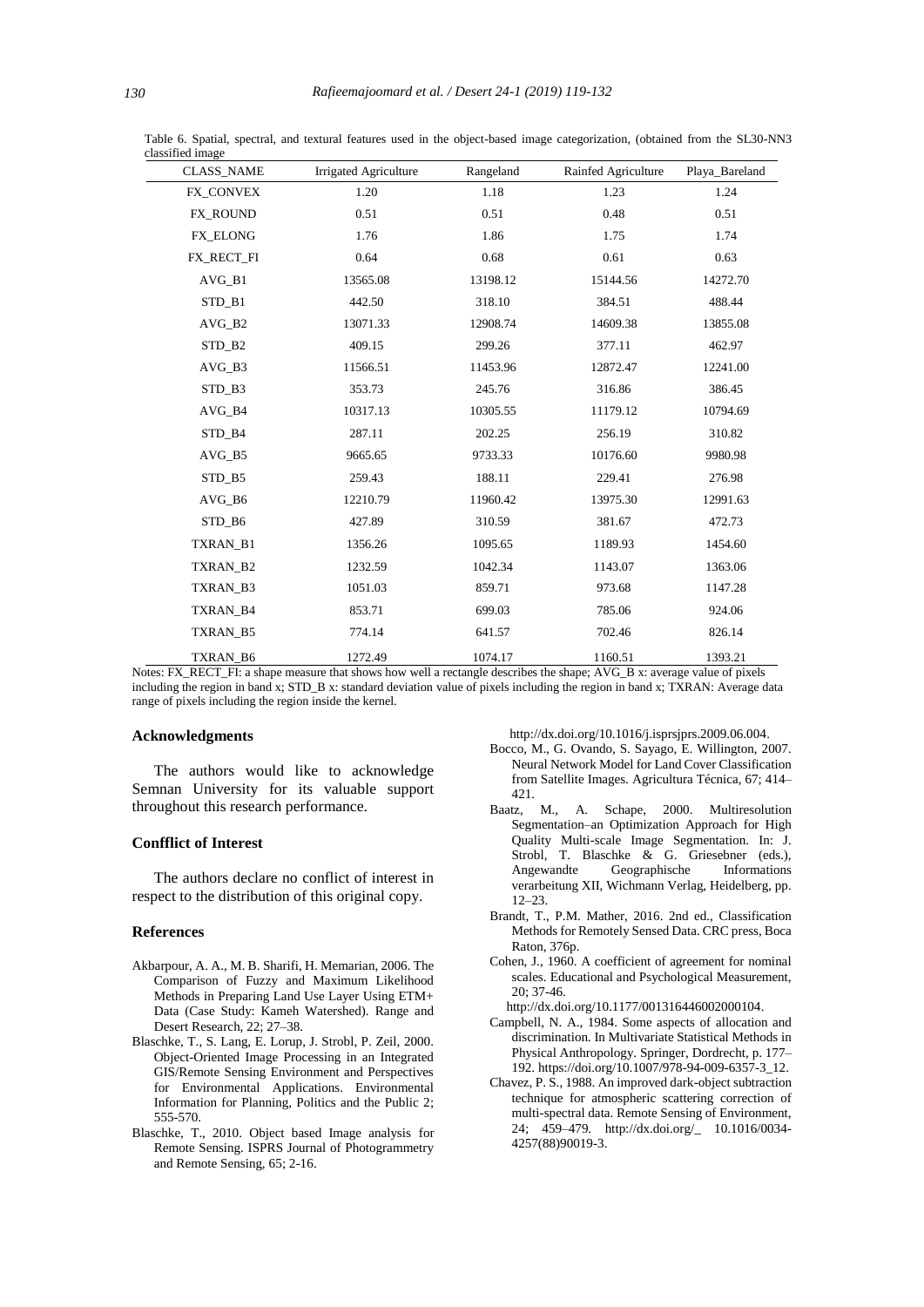Table 6. Spatial, spectral, and textural features used in the object-based image categorization, (obtained from the SL30-NN3 classified image

| CLASS_NAME | Irrigated Agriculture | Rangeland | Rainfed Agriculture | Playa_Bareland |
|---|---|---|---|---|
| FX_CONVEX | 1.20 | 1.18 | 1.23 | 1.24 |
| FX_ROUND | 0.51 | 0.51 | 0.48 | 0.51 |
| FX_ELONG | 1.76 | 1.86 | 1.75 | 1.74 |
| FX_RECT_FI | 0.64 | 0.68 | 0.61 | 0.63 |
| AVG_B1 | 13565.08 | 13198.12 | 15144.56 | 14272.70 |
| STD_B1 | 442.50 | 318.10 | 384.51 | 488.44 |
| AVG_B2 | 13071.33 | 12908.74 | 14609.38 | 13855.08 |
| STD_B2 | 409.15 | 299.26 | 377.11 | 462.97 |
| AVG_B3 | 11566.51 | 11453.96 | 12872.47 | 12241.00 |
| STD_B3 | 353.73 | 245.76 | 316.86 | 386.45 |
| AVG_B4 | 10317.13 | 10305.55 | 11179.12 | 10794.69 |
| STD_B4 | 287.11 | 202.25 | 256.19 | 310.82 |
| AVG_B5 | 9665.65 | 9733.33 | 10176.60 | 9980.98 |
| STD_B5 | 259.43 | 188.11 | 229.41 | 276.98 |
| AVG_B6 | 12210.79 | 11960.42 | 13975.30 | 12991.63 |
| STD_B6 | 427.89 | 310.59 | 381.67 | 472.73 |
| TXRAN_B1 | 1356.26 | 1095.65 | 1189.93 | 1454.60 |
| TXRAN_B2 | 1232.59 | 1042.34 | 1143.07 | 1363.06 |
| TXRAN_B3 | 1051.03 | 859.71 | 973.68 | 1147.28 |
| TXRAN_B4 | 853.71 | 699.03 | 785.06 | 924.06 |
| TXRAN_B5 | 774.14 | 641.57 | 702.46 | 826.14 |
| TXRAN_B6 | 1272.49 | 1074.17 | 1160.51 | 1393.21 |

Notes: FX_RECT_FI: a shape measure that shows how well a rectangle describes the shape; AVG_B x: average value of pixels including the region in band x; STD_B x: standard deviation value of pixels including the region in band x; TXRAN: Average data range of pixels including the region inside the kernel.

### Acknowledgments

The authors would like to acknowledge Semnan University for its valuable support throughout this research performance.

### Confflict of Interest

The authors declare no conflict of interest in respect to the distribution of this original copy.

### References

- Akbarpour, A. A., M. B. Sharifi, H. Memarian, 2006. The Comparison of Fuzzy and Maximum Likelihood Methods in Preparing Land Use Layer Using ETM+ Data (Case Study: Kameh Watershed). Range and Desert Research, 22; 27–38.
- Blaschke, T., S. Lang, E. Lorup, J. Strobl, P. Zeil, 2000. Object-Oriented Image Processing in an Integrated GIS/Remote Sensing Environment and Perspectives for Environmental Applications. Environmental Information for Planning, Politics and the Public 2; 555-570.
- Blaschke, T., 2010. Object based Image analysis for Remote Sensing. ISPRS Journal of Photogrammetry and Remote Sensing, 65; 2-16. http://dx.doi.org/10.1016/j.isprsjprs.2009.06.004.
- Bocco, M., G. Ovando, S. Sayago, E. Willington, 2007. Neural Network Model for Land Cover Classification from Satellite Images. Agricultura Técnica, 67; 414–421.
- Baatz, M., A. Schape, 2000. Multiresolution Segmentation–an Optimization Approach for High Quality Multi-scale Image Segmentation. In: J. Strobl, T. Blaschke & G. Griesebner (eds.), Angewandte Geographische Informations verarbeitung XII, Wichmann Verlag, Heidelberg, pp. 12–23.
- Brandt, T., P.M. Mather, 2016. 2nd ed., Classification Methods for Remotely Sensed Data. CRC press, Boca Raton, 376p.
- Cohen, J., 1960. A coefficient of agreement for nominal scales. Educational and Psychological Measurement, 20; 37-46. http://dx.doi.org/10.1177/001316446002000104.
- Campbell, N. A., 1984. Some aspects of allocation and discrimination. In Multivariate Statistical Methods in Physical Anthropology. Springer, Dordrecht, p. 177–192. https://doi.org/10.1007/978-94-009-6357-3_12.
- Chavez, P. S., 1988. An improved dark-object subtraction technique for atmospheric scattering correction of multi-spectral data. Remote Sensing of Environment, 24; 459–479. http://dx.doi.org/_ 10.1016/0034-4257(88)90019-3.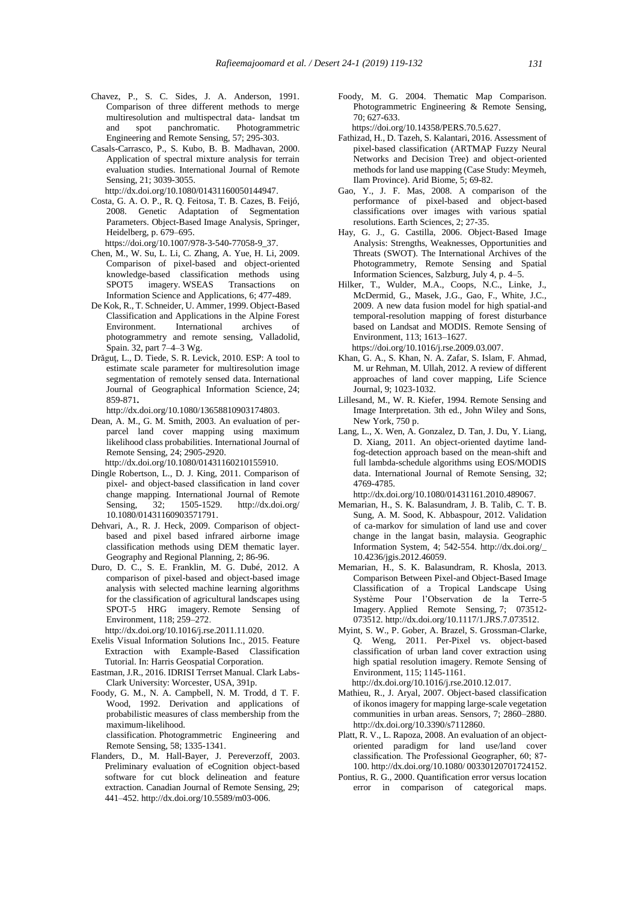Chavez, P., S. C. Sides, J. A. Anderson, 1991. Comparison of three different methods to merge multiresolution and multispectral data- landsat tm and spot panchromatic. Photogrammetric Engineering and Remote Sensing, 57; 295-303.

Casals-Carrasco, P., S. Kubo, B. B. Madhavan, 2000. Application of spectral mixture analysis for terrain evaluation studies. International Journal of Remote Sensing, 21; 3039-3055. http://dx.doi.org/10.1080/01431160050144947.

Costa, G. A. O. P., R. Q. Feitosa, T. B. Cazes, B. Feijó, 2008. Genetic Adaptation of Segmentation Parameters. Object-Based Image Analysis, Springer, Heidelberg, p. 679–695. https://doi.org/10.1007/978-3-540-77058-9_37.

Chen, M., W. Su, L. Li, C. Zhang, A. Yue, H. Li, 2009. Comparison of pixel-based and object-oriented knowledge-based classification methods using SPOT5 imagery. WSEAS Transactions on Information Science and Applications, 6; 477-489.

De Kok, R., T. Schneider, U. Ammer, 1999. Object-Based Classification and Applications in the Alpine Forest Environment. International archives of photogrammetry and remote sensing, Valladolid, Spain. 32, part 7–4–3 Wg.

Drăguţ, L., D. Tiede, S. R. Levick, 2010. ESP: A tool to estimate scale parameter for multiresolution image segmentation of remotely sensed data. International Journal of Geographical Information Science, 24; 859-871. http://dx.doi.org/10.1080/13658810903174803.

Dean, A. M., G. M. Smith, 2003. An evaluation of per-parcel land cover mapping using maximum likelihood class probabilities. International Journal of Remote Sensing, 24; 2905-2920. http://dx.doi.org/10.1080/01431160210155910.

Dingle Robertson, L., D. J. King, 2011. Comparison of pixel- and object-based classification in land cover change mapping. International Journal of Remote Sensing, 32; 1505-1529. http://dx.doi.org/ 10.1080/01431160903571791.

Dehvari, A., R. J. Heck, 2009. Comparison of object-based and pixel based infrared airborne image classification methods using DEM thematic layer. Geography and Regional Planning, 2; 86-96.

Duro, D. C., S. E. Franklin, M. G. Dubé, 2012. A comparison of pixel-based and object-based image analysis with selected machine learning algorithms for the classification of agricultural landscapes using SPOT-5 HRG imagery. Remote Sensing of Environment, 118; 259–272. http://dx.doi.org/10.1016/j.rse.2011.11.020.

Exelis Visual Information Solutions Inc., 2015. Feature Extraction with Example-Based Classification Tutorial. In: Harris Geospatial Corporation.

Eastman, J.R., 2016. IDRISI Terrset Manual. Clark Labs-Clark University: Worcester, USA, 391p.

Foody, G. M., N. A. Campbell, N. M. Trodd, d T. F. Wood, 1992. Derivation and applications of probabilistic measures of class membership from the maximum-likelihood. classification. Photogrammetric Engineering and Remote Sensing, 58; 1335-1341.

Flanders, D., M. Hall-Bayer, J. Pereverzoff, 2003. Preliminary evaluation of eCognition object-based software for cut block delineation and feature extraction. Canadian Journal of Remote Sensing, 29; 441–452. http://dx.doi.org/10.5589/m03-006.

Foody, M. G. 2004. Thematic Map Comparison. Photogrammetric Engineering & Remote Sensing, 70; 627-633. https://doi.org/10.14358/PERS.70.5.627.

Fathizad, H., D. Tazeh, S. Kalantari, 2016. Assessment of pixel-based classification (ARTMAP Fuzzy Neural Networks and Decision Tree) and object-oriented methods for land use mapping (Case Study: Meymeh, Ilam Province). Arid Biome, 5; 69-82.

Gao, Y., J. F. Mas, 2008. A comparison of the performance of pixel-based and object-based classifications over images with various spatial resolutions. Earth Sciences, 2; 27-35.

Hay, G. J., G. Castilla, 2006. Object-Based Image Analysis: Strengths, Weaknesses, Opportunities and Threats (SWOT). The International Archives of the Photogrammetry, Remote Sensing and Spatial Information Sciences, Salzburg, July 4, p. 4–5.

Hilker, T., Wulder, M.A., Coops, N.C., Linke, J., McDermid, G., Masek, J.G., Gao, F., White, J.C., 2009. A new data fusion model for high spatial-and temporal-resolution mapping of forest disturbance based on Landsat and MODIS. Remote Sensing of Environment, 113; 1613–1627. https://doi.org/10.1016/j.rse.2009.03.007.

Khan, G. A., S. Khan, N. A. Zafar, S. Islam, F. Ahmad, M. ur Rehman, M. Ullah, 2012. A review of different approaches of land cover mapping, Life Science Journal, 9; 1023-1032.

Lillesand, M., W. R. Kiefer, 1994. Remote Sensing and Image Interpretation. 3th ed., John Wiley and Sons, New York, 750 p.

Lang, L., X. Wen, A. Gonzalez, D. Tan, J. Du, Y. Liang, D. Xiang, 2011. An object-oriented daytime land-fog-detection approach based on the mean-shift and full lambda-schedule algorithms using EOS/MODIS data. International Journal of Remote Sensing, 32; 4769-4785. http://dx.doi.org/10.1080/01431161.2010.489067.

Memarian, H., S. K. Balasundram, J. B. Talib, C. T. B. Sung, A. M. Sood, K. Abbaspour, 2012. Validation of ca-markov for simulation of land use and cover change in the langat basin, malaysia. Geographic Information System, 4; 542-554. http://dx.doi.org/_ 10.4236/jgis.2012.46059.

Memarian, H., S. K. Balasundram, R. Khosla, 2013. Comparison Between Pixel-and Object-Based Image Classification of a Tropical Landscape Using Système Pour l'Observation de la Terre-5 Imagery. Applied Remote Sensing, 7; 073512-073512. http://dx.doi.org/10.1117/1.JRS.7.073512.

Myint, S. W., P. Gober, A. Brazel, S. Grossman-Clarke, Q. Weng, 2011. Per-Pixel vs. object-based classification of urban land cover extraction using high spatial resolution imagery. Remote Sensing of Environment, 115; 1145-1161. http://dx.doi.org/10.1016/j.rse.2010.12.017.

Mathieu, R., J. Aryal, 2007. Object-based classification of ikonos imagery for mapping large-scale vegetation communities in urban areas. Sensors, 7; 2860–2880. http://dx.doi.org/10.3390/s7112860.

Platt, R. V., L. Rapoza, 2008. An evaluation of an object-oriented paradigm for land use/land cover classification. The Professional Geographer, 60; 87-100. http://dx.doi.org/10.1080/ 00330120701724152.

Pontius, R. G., 2000. Quantification error versus location error in comparison of categorical maps.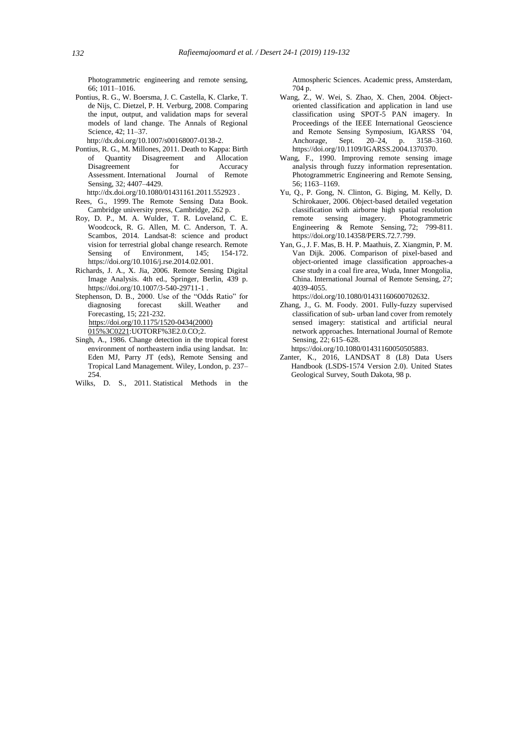Photogrammetric engineering and remote sensing, 66; 1011–1016.

Pontius, R. G., W. Boersma, J. C. Castella, K. Clarke, T. de Nijs, C. Dietzel, P. H. Verburg, 2008. Comparing the input, output, and validation maps for several models of land change. The Annals of Regional Science, 42; 11–37. http://dx.doi.org/10.1007/s00168007-0138-2.

Pontius, R. G., M. Millones, 2011. Death to Kappa: Birth of Quantity Disagreement and Allocation Disagreement for Accuracy Assessment. International Journal of Remote Sensing, 32; 4407–4429. http://dx.doi.org/10.1080/01431161.2011.552923 .

Rees, G., 1999. The Remote Sensing Data Book. Cambridge university press, Cambridge, 262 p.

Roy, D. P., M. A. Wulder, T. R. Loveland, C. E. Woodcock, R. G. Allen, M. C. Anderson, T. A. Scambos, 2014. Landsat-8: science and product vision for terrestrial global change research. Remote Sensing of Environment, 145; 154-172. https://doi.org/10.1016/j.rse.2014.02.001.

Richards, J. A., X. Jia, 2006. Remote Sensing Digital Image Analysis. 4th ed., Springer, Berlin, 439 p. https://doi.org/10.1007/3-540-29711-1 .

Stephenson, D. B., 2000. Use of the "Odds Ratio" for diagnosing forecast skill. Weather and Forecasting, 15; 221-232. https://doi.org/10.1175/1520-0434(2000)015%3C0221:UOTORF%3E2.0.CO;2.

Singh, A., 1986. Change detection in the tropical forest environment of northeastern india using landsat. In: Eden MJ, Parry JT (eds), Remote Sensing and Tropical Land Management. Wiley, London, p. 237–254.

Wilks, D. S., 2011. Statistical Methods in the Atmospheric Sciences. Academic press, Amsterdam, 704 p.

Wang, Z., W. Wei, S. Zhao, X. Chen, 2004. Object-oriented classification and application in land use classification using SPOT-5 PAN imagery. In Proceedings of the IEEE International Geoscience and Remote Sensing Symposium, IGARSS '04, Anchorage, Sept. 20–24, p. 3158–3160. https://doi.org/10.1109/IGARSS.2004.1370370.

Wang, F., 1990. Improving remote sensing image analysis through fuzzy information representation. Photogrammetric Engineering and Remote Sensing, 56; 1163–1169.

Yu, Q., P. Gong, N. Clinton, G. Biging, M. Kelly, D. Schirokauer, 2006. Object-based detailed vegetation classification with airborne high spatial resolution remote sensing imagery. Photogrammetric Engineering & Remote Sensing, 72; 799-811. https://doi.org/10.14358/PERS.72.7.799.

Yan, G., J. F. Mas, B. H. P. Maathuis, Z. Xiangmin, P. M. Van Dijk. 2006. Comparison of pixel-based and object-oriented image classification approaches-a case study in a coal fire area, Wuda, Inner Mongolia, China. International Journal of Remote Sensing, 27; 4039-4055. https://doi.org/10.1080/01431160600702632.

Zhang, J., G. M. Foody. 2001. Fully-fuzzy supervised classification of sub- urban land cover from remotely sensed imagery: statistical and artificial neural network approaches. International Journal of Remote Sensing, 22; 615–628. https://doi.org/10.1080/01431160050505883.

Zanter, K., 2016, LANDSAT 8 (L8) Data Users Handbook (LSDS-1574 Version 2.0). United States Geological Survey, South Dakota, 98 p.